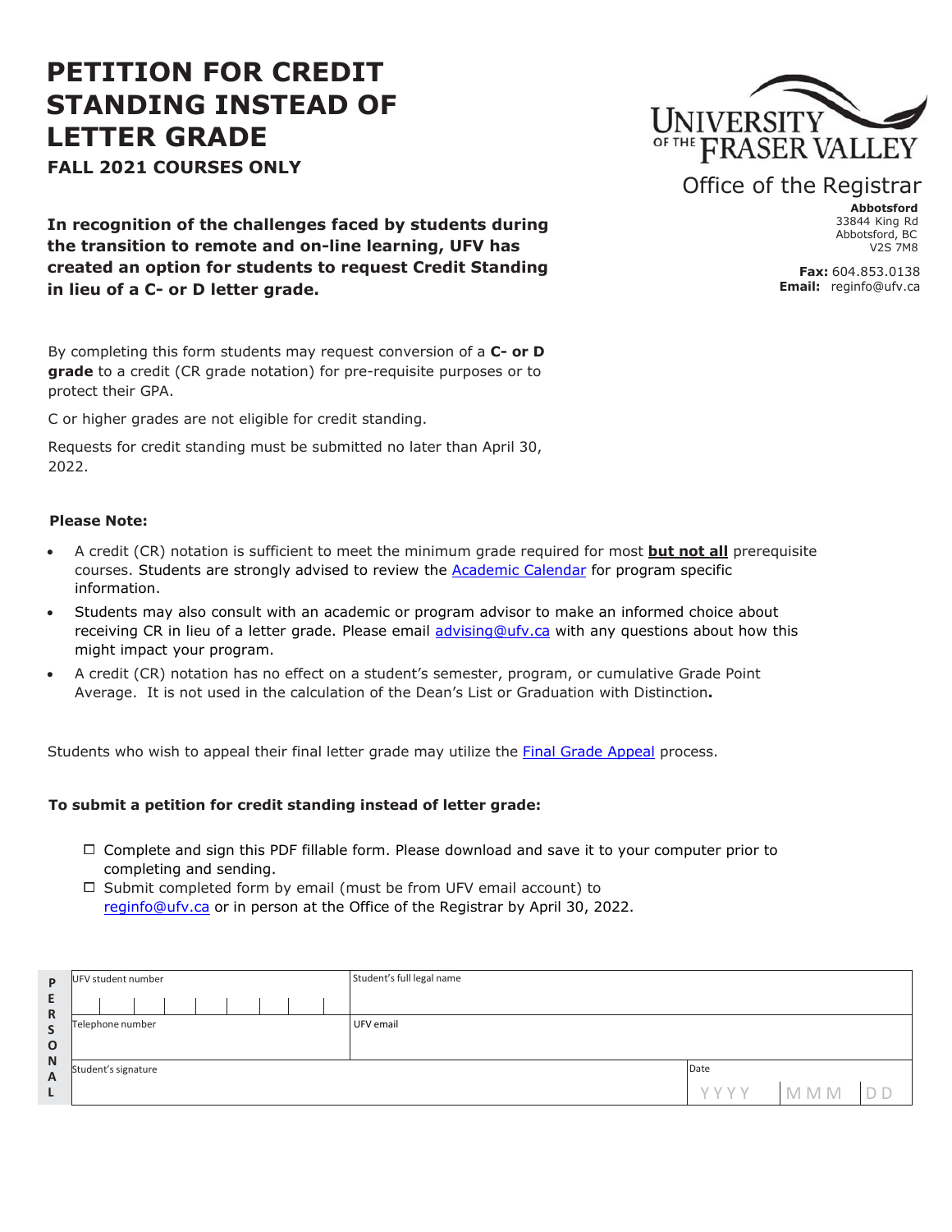# PETITION FOR CREDIT STANDING INSTEAD OF LETTER GRADE

**FALL 2021 COURSES ONLY**

UNIVERSITY OF THE FRASER VALLEY

Office of the Registrar

**Abbotsford**
33844 King Rd
Abbotsford, BC
V2S 7M8

**Fax:** 604.853.0138
**Email:** reginfo@ufv.ca

**In recognition of the challenges faced by students during the transition to remote and on-line learning, UFV has created an option for students to request Credit Standing in lieu of a C- or D letter grade.**

By completing this form students may request conversion of a **C- or D grade** to a credit (CR grade notation) for pre-requisite purposes or to protect their GPA.

C or higher grades are not eligible for credit standing.

Requests for credit standing must be submitted no later than April 30, 2022.

**Please Note:**

- A credit (CR) notation is sufficient to meet the minimum grade required for most **but not all** prerequisite courses. Students are strongly advised to review the Academic Calendar for program specific information.
- Students may also consult with an academic or program advisor to make an informed choice about receiving CR in lieu of a letter grade. Please email advising@ufv.ca with any questions about how this might impact your program.
- A credit (CR) notation has no effect on a student's semester, program, or cumulative Grade Point Average. It is not used in the calculation of the Dean's List or Graduation with Distinction**.**

Students who wish to appeal their final letter grade may utilize the Final Grade Appeal process.

**To submit a petition for credit standing instead of letter grade:**

- ☐ Complete and sign this PDF fillable form. Please download and save it to your computer prior to completing and sending.
- ☐ Submit completed form by email (must be from UFV email account) to reginfo@ufv.ca or in person at the Office of the Registrar by April 30, 2022.

| PERSONAL | | | |
|---|---|---|---|
| UFV student number | Student's full legal name | | |
| Telephone number | UFV email | | |
| Student's signature | | Date | YYYY MMM DD |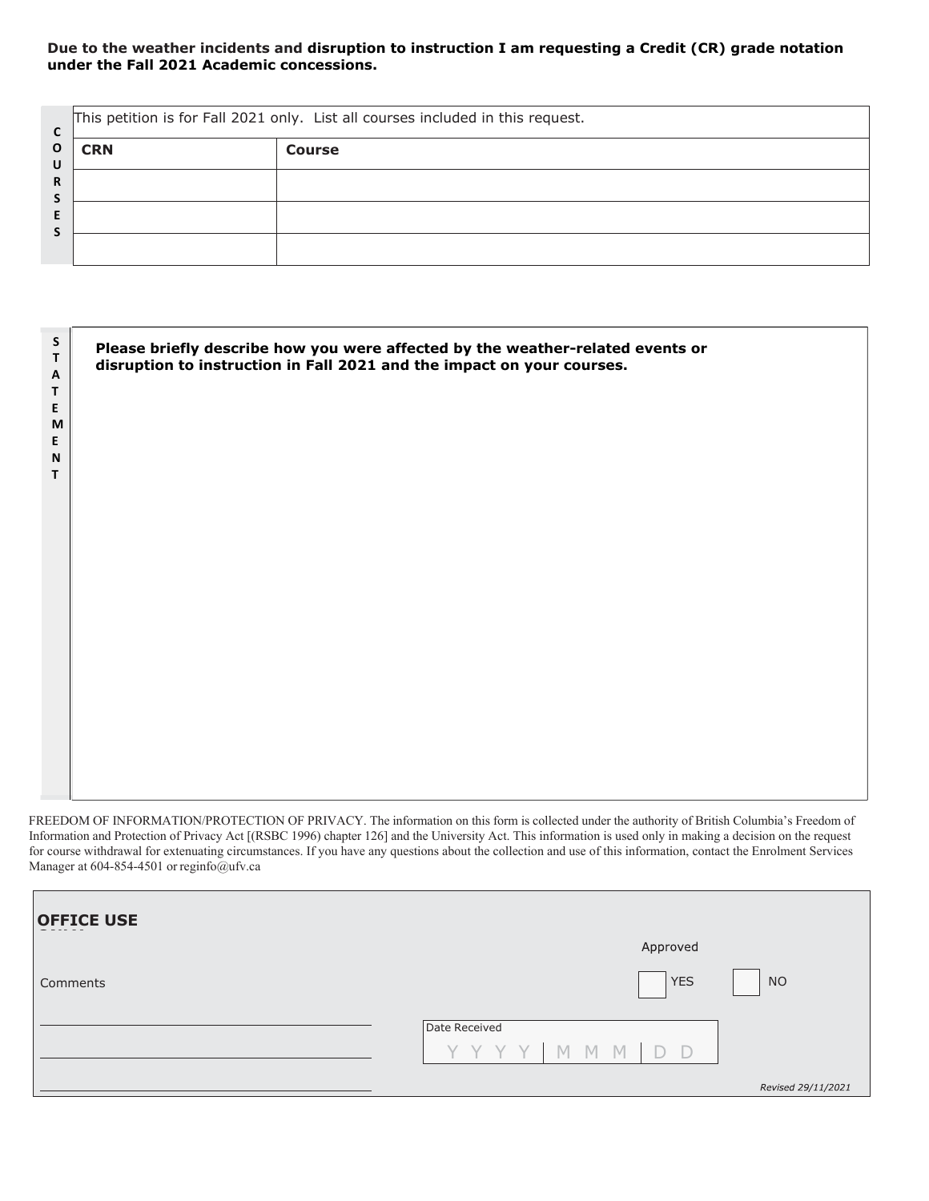**Due to the weather incidents and disruption to instruction I am requesting a Credit (CR) grade notation under the Fall 2021 Academic concessions.**

## COURSES

This petition is for Fall 2021 only. List all courses included in this request.

| CRN | Course |
|---|---|
| | |
| | |
| | |

## STATEMENT

**Please briefly describe how you were affected by the weather-related events or disruption to instruction in Fall 2021 and the impact on your courses.**

FREEDOM OF INFORMATION/PROTECTION OF PRIVACY. The information on this form is collected under the authority of British Columbia's Freedom of Information and Protection of Privacy Act [(RSBC 1996) chapter 126] and the University Act. This information is used only in making a decision on the request for course withdrawal for extenuating circumstances. If you have any questions about the collection and use of this information, contact the Enrolment Services Manager at 604-854-4501 or reginfo@ufv.ca

## OFFICE USE

Approved

Comments

☐ YES ☐ NO

Date Received

YYYY | MMM | DD

*Revised 29/11/2021*